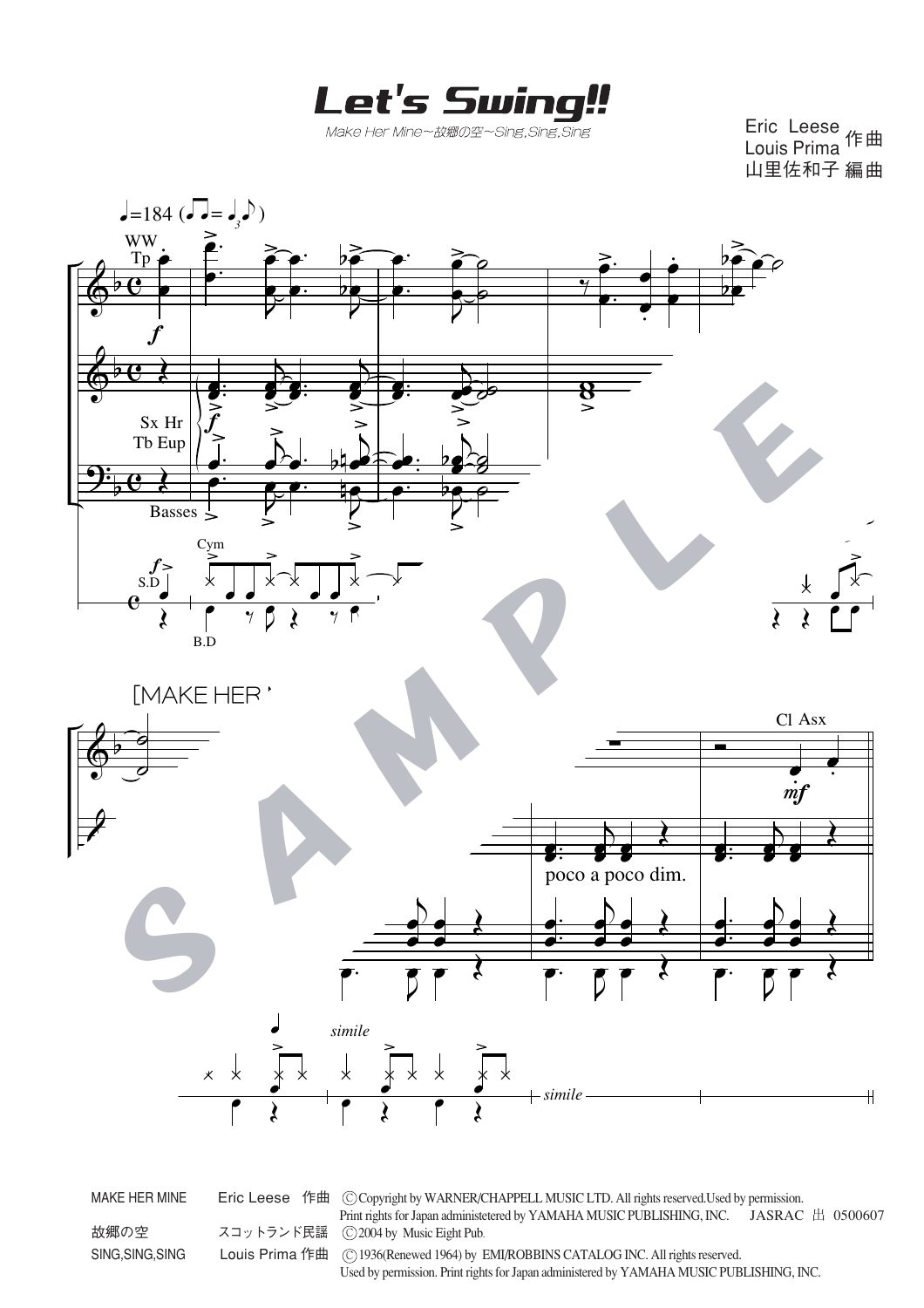# Let's Swing!!

Make Her Mine～故郷の空～Sing,Sing,Sing

Eric Leese 作曲
Louis Prima 作曲
山里佐和子 編曲

MAKE HER MINE　Eric Leese 作曲　©Copyright by WARNER/CHAPPELL MUSIC LTD. All rights reserved.Used by permission.
Print rights for Japan administetered by YAMAHA MUSIC PUBLISHING, INC.　JASRAC 出 0500607

故郷の空　スコットランド民謡　©2004 by Music Eight Pub.

SING,SING,SING　Louis Prima 作曲　©1936(Renewed 1964) by EMI/ROBBINS CATALOG INC. All rights reserved.
Used by permission. Print rights for Japan administered by YAMAHA MUSIC PUBLISHING, INC.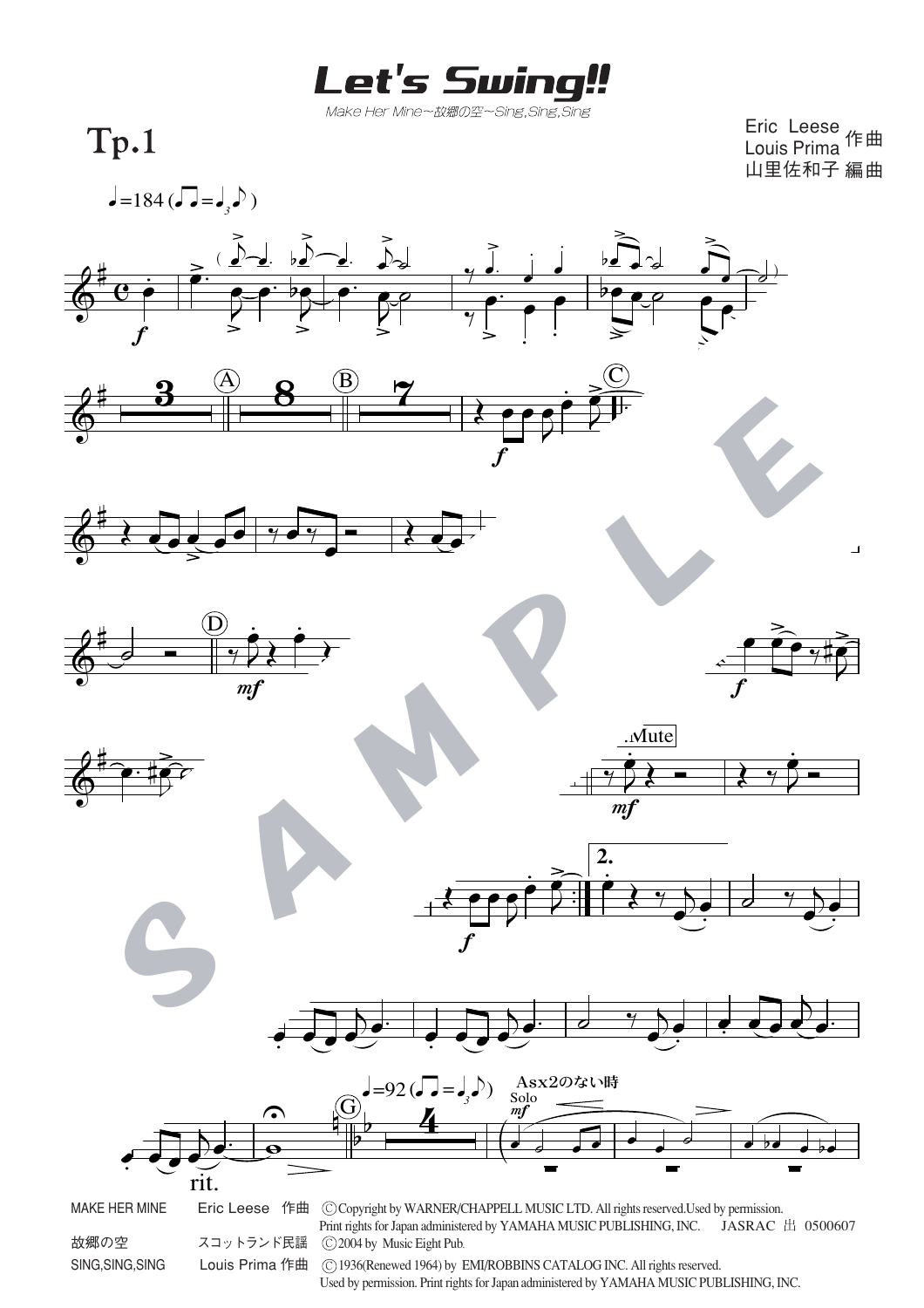# Let's Swing!!

Make Her Mine〜故郷の空〜Sing,Sing,Sing

**Tp.1**

Eric Leese
Louis Prima 作曲
山里佐和子 編曲

MAKE HER MINE　Eric Leese 作曲　©Copyright by WARNER/CHAPPELL MUSIC LTD. All rights reserved.Used by permission.
Print rights for Japan administered by YAMAHA MUSIC PUBLISHING, INC.　JASRAC 出 0500607

故郷の空　スコットランド民謡　©2004 by Music Eight Pub.

SING,SING,SING　Louis Prima 作曲　©1936(Renewed 1964) by EMI/ROBBINS CATALOG INC. All rights reserved.
Used by permission. Print rights for Japan administered by YAMAHA MUSIC PUBLISHING, INC.